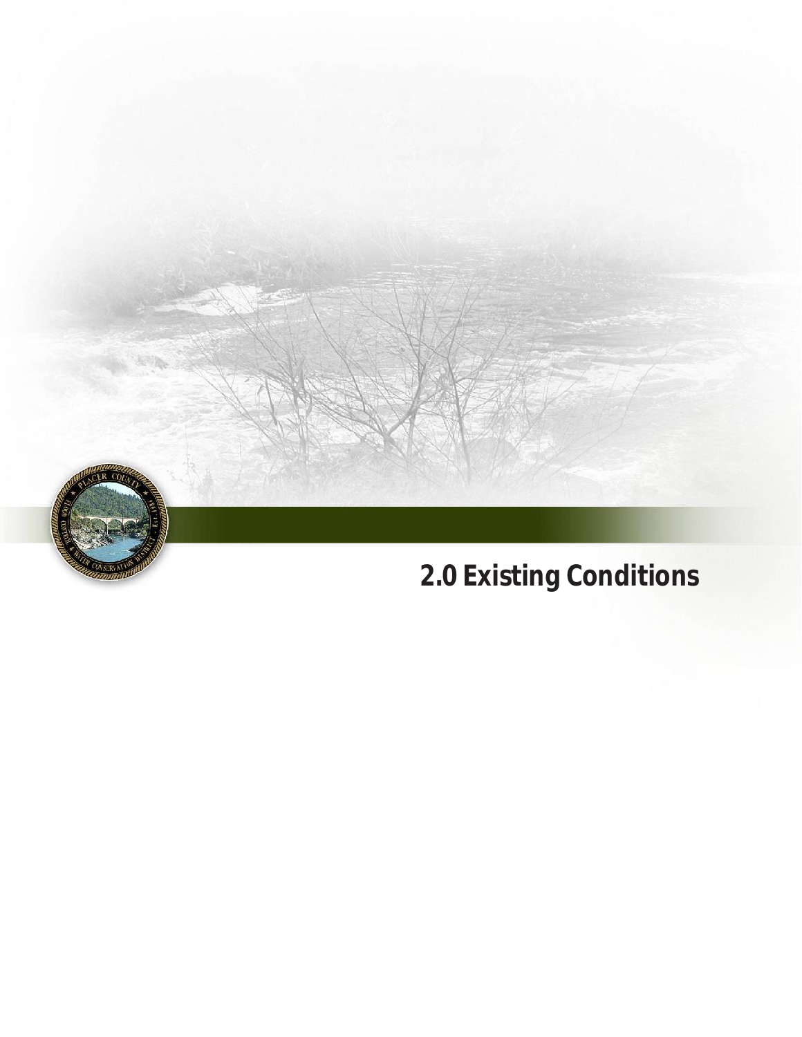# 2.0 Existing Conditions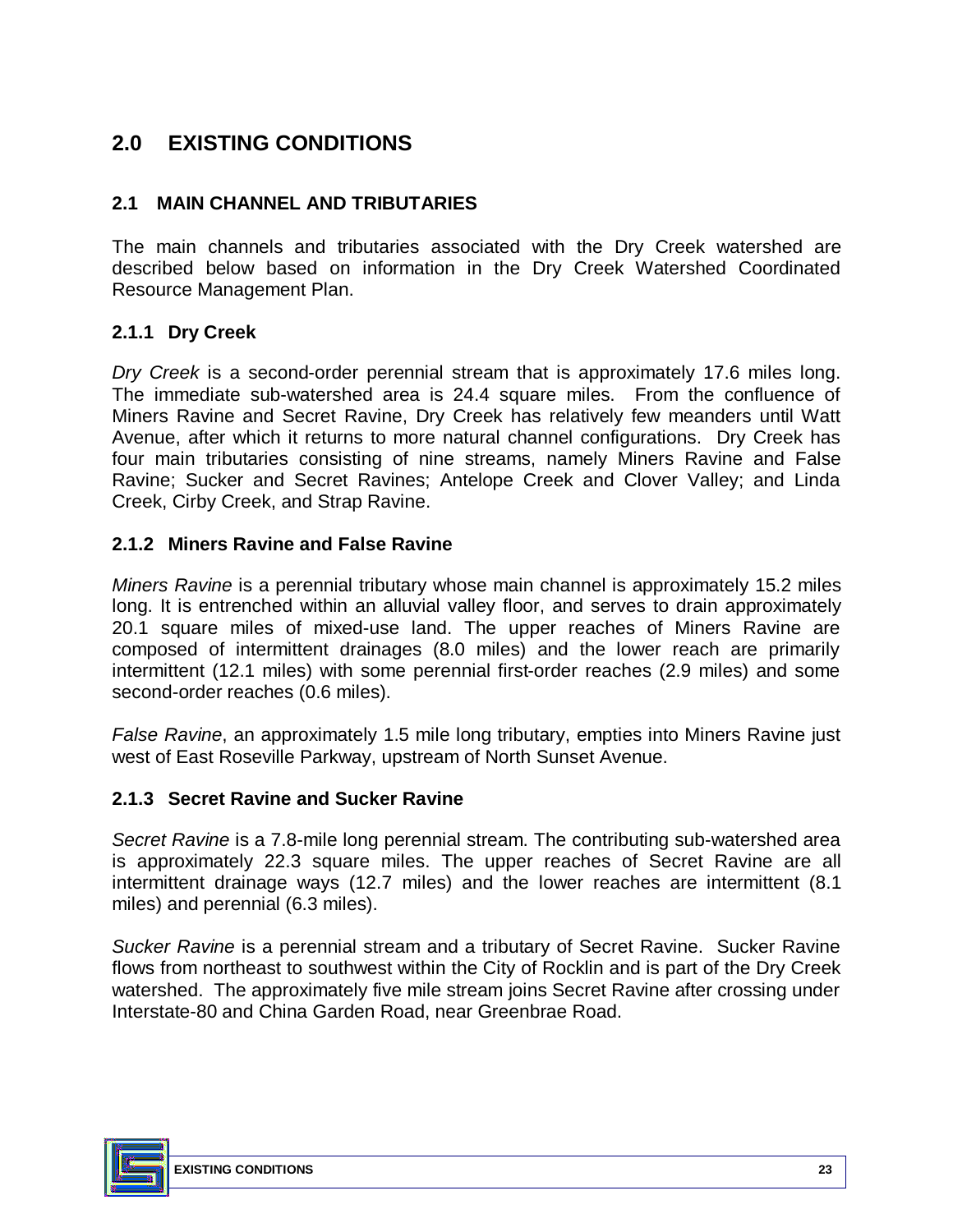# 2.0 EXISTING CONDITIONS

## 2.1 MAIN CHANNEL AND TRIBUTARIES

The main channels and tributaries associated with the Dry Creek watershed are described below based on information in the Dry Creek Watershed Coordinated Resource Management Plan.

### 2.1.1 Dry Creek

*Dry Creek* is a second-order perennial stream that is approximately 17.6 miles long. The immediate sub-watershed area is 24.4 square miles. From the confluence of Miners Ravine and Secret Ravine, Dry Creek has relatively few meanders until Watt Avenue, after which it returns to more natural channel configurations. Dry Creek has four main tributaries consisting of nine streams, namely Miners Ravine and False Ravine; Sucker and Secret Ravines; Antelope Creek and Clover Valley; and Linda Creek, Cirby Creek, and Strap Ravine.

### 2.1.2 Miners Ravine and False Ravine

*Miners Ravine* is a perennial tributary whose main channel is approximately 15.2 miles long. It is entrenched within an alluvial valley floor, and serves to drain approximately 20.1 square miles of mixed-use land. The upper reaches of Miners Ravine are composed of intermittent drainages (8.0 miles) and the lower reach are primarily intermittent (12.1 miles) with some perennial first-order reaches (2.9 miles) and some second-order reaches (0.6 miles).

*False Ravine*, an approximately 1.5 mile long tributary, empties into Miners Ravine just west of East Roseville Parkway, upstream of North Sunset Avenue.

### 2.1.3 Secret Ravine and Sucker Ravine

*Secret Ravine* is a 7.8-mile long perennial stream. The contributing sub-watershed area is approximately 22.3 square miles. The upper reaches of Secret Ravine are all intermittent drainage ways (12.7 miles) and the lower reaches are intermittent (8.1 miles) and perennial (6.3 miles).

*Sucker Ravine* is a perennial stream and a tributary of Secret Ravine. Sucker Ravine flows from northeast to southwest within the City of Rocklin and is part of the Dry Creek watershed. The approximately five mile stream joins Secret Ravine after crossing under Interstate-80 and China Garden Road, near Greenbrae Road.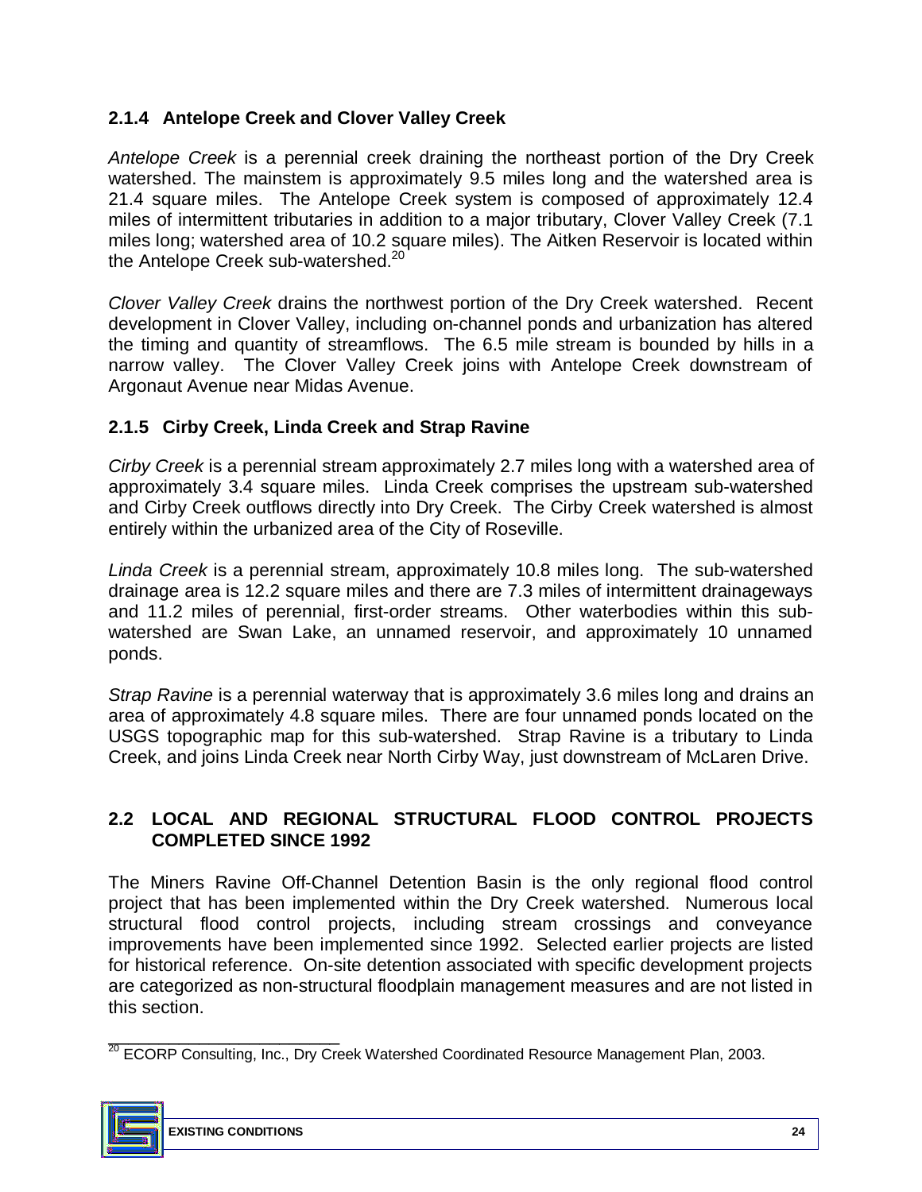### 2.1.4 Antelope Creek and Clover Valley Creek

*Antelope Creek* is a perennial creek draining the northeast portion of the Dry Creek watershed. The mainstem is approximately 9.5 miles long and the watershed area is 21.4 square miles. The Antelope Creek system is composed of approximately 12.4 miles of intermittent tributaries in addition to a major tributary, Clover Valley Creek (7.1 miles long; watershed area of 10.2 square miles). The Aitken Reservoir is located within the Antelope Creek sub-watershed.[20]

*Clover Valley Creek* drains the northwest portion of the Dry Creek watershed. Recent development in Clover Valley, including on-channel ponds and urbanization has altered the timing and quantity of streamflows. The 6.5 mile stream is bounded by hills in a narrow valley. The Clover Valley Creek joins with Antelope Creek downstream of Argonaut Avenue near Midas Avenue.

### 2.1.5 Cirby Creek, Linda Creek and Strap Ravine

*Cirby Creek* is a perennial stream approximately 2.7 miles long with a watershed area of approximately 3.4 square miles. Linda Creek comprises the upstream sub-watershed and Cirby Creek outflows directly into Dry Creek. The Cirby Creek watershed is almost entirely within the urbanized area of the City of Roseville.

*Linda Creek* is a perennial stream, approximately 10.8 miles long. The sub-watershed drainage area is 12.2 square miles and there are 7.3 miles of intermittent drainageways and 11.2 miles of perennial, first-order streams. Other waterbodies within this sub-watershed are Swan Lake, an unnamed reservoir, and approximately 10 unnamed ponds.

*Strap Ravine* is a perennial waterway that is approximately 3.6 miles long and drains an area of approximately 4.8 square miles. There are four unnamed ponds located on the USGS topographic map for this sub-watershed. Strap Ravine is a tributary to Linda Creek, and joins Linda Creek near North Cirby Way, just downstream of McLaren Drive.

## 2.2 LOCAL AND REGIONAL STRUCTURAL FLOOD CONTROL PROJECTS COMPLETED SINCE 1992

The Miners Ravine Off-Channel Detention Basin is the only regional flood control project that has been implemented within the Dry Creek watershed. Numerous local structural flood control projects, including stream crossings and conveyance improvements have been implemented since 1992. Selected earlier projects are listed for historical reference. On-site detention associated with specific development projects are categorized as non-structural floodplain management measures and are not listed in this section.

---

[20] ECORP Consulting, Inc., Dry Creek Watershed Coordinated Resource Management Plan, 2003.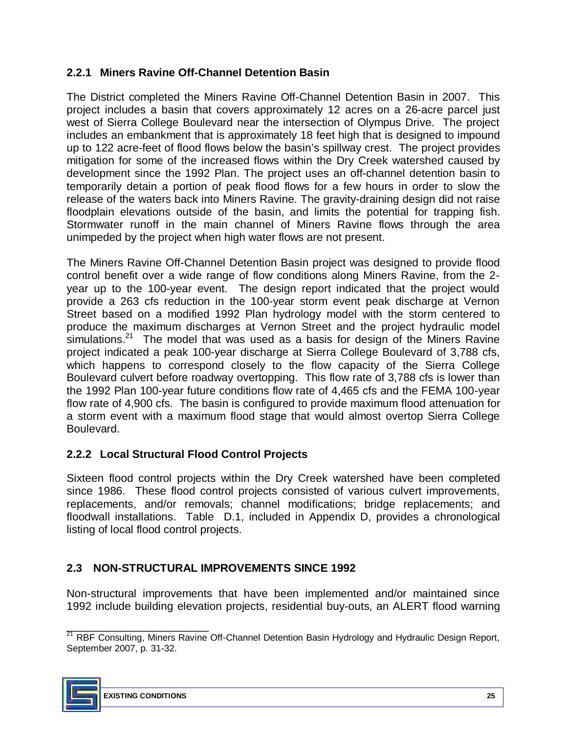### 2.2.1 Miners Ravine Off-Channel Detention Basin

The District completed the Miners Ravine Off-Channel Detention Basin in 2007. This project includes a basin that covers approximately 12 acres on a 26-acre parcel just west of Sierra College Boulevard near the intersection of Olympus Drive. The project includes an embankment that is approximately 18 feet high that is designed to impound up to 122 acre-feet of flood flows below the basin's spillway crest. The project provides mitigation for some of the increased flows within the Dry Creek watershed caused by development since the 1992 Plan. The project uses an off-channel detention basin to temporarily detain a portion of peak flood flows for a few hours in order to slow the release of the waters back into Miners Ravine. The gravity-draining design did not raise floodplain elevations outside of the basin, and limits the potential for trapping fish. Stormwater runoff in the main channel of Miners Ravine flows through the area unimpeded by the project when high water flows are not present.

The Miners Ravine Off-Channel Detention Basin project was designed to provide flood control benefit over a wide range of flow conditions along Miners Ravine, from the 2-year up to the 100-year event. The design report indicated that the project would provide a 263 cfs reduction in the 100-year storm event peak discharge at Vernon Street based on a modified 1992 Plan hydrology model with the storm centered to produce the maximum discharges at Vernon Street and the project hydraulic model simulations.[21] The model that was used as a basis for design of the Miners Ravine project indicated a peak 100-year discharge at Sierra College Boulevard of 3,788 cfs, which happens to correspond closely to the flow capacity of the Sierra College Boulevard culvert before roadway overtopping. This flow rate of 3,788 cfs is lower than the 1992 Plan 100-year future conditions flow rate of 4,465 cfs and the FEMA 100-year flow rate of 4,900 cfs. The basin is configured to provide maximum flood attenuation for a storm event with a maximum flood stage that would almost overtop Sierra College Boulevard.

### 2.2.2 Local Structural Flood Control Projects

Sixteen flood control projects within the Dry Creek watershed have been completed since 1986. These flood control projects consisted of various culvert improvements, replacements, and/or removals; channel modifications; bridge replacements; and floodwall installations. Table D.1, included in Appendix D, provides a chronological listing of local flood control projects.

## 2.3 NON-STRUCTURAL IMPROVEMENTS SINCE 1992

Non-structural improvements that have been implemented and/or maintained since 1992 include building elevation projects, residential buy-outs, an ALERT flood warning

---

[21] RBF Consulting, Miners Ravine Off-Channel Detention Basin Hydrology and Hydraulic Design Report, September 2007, p. 31-32.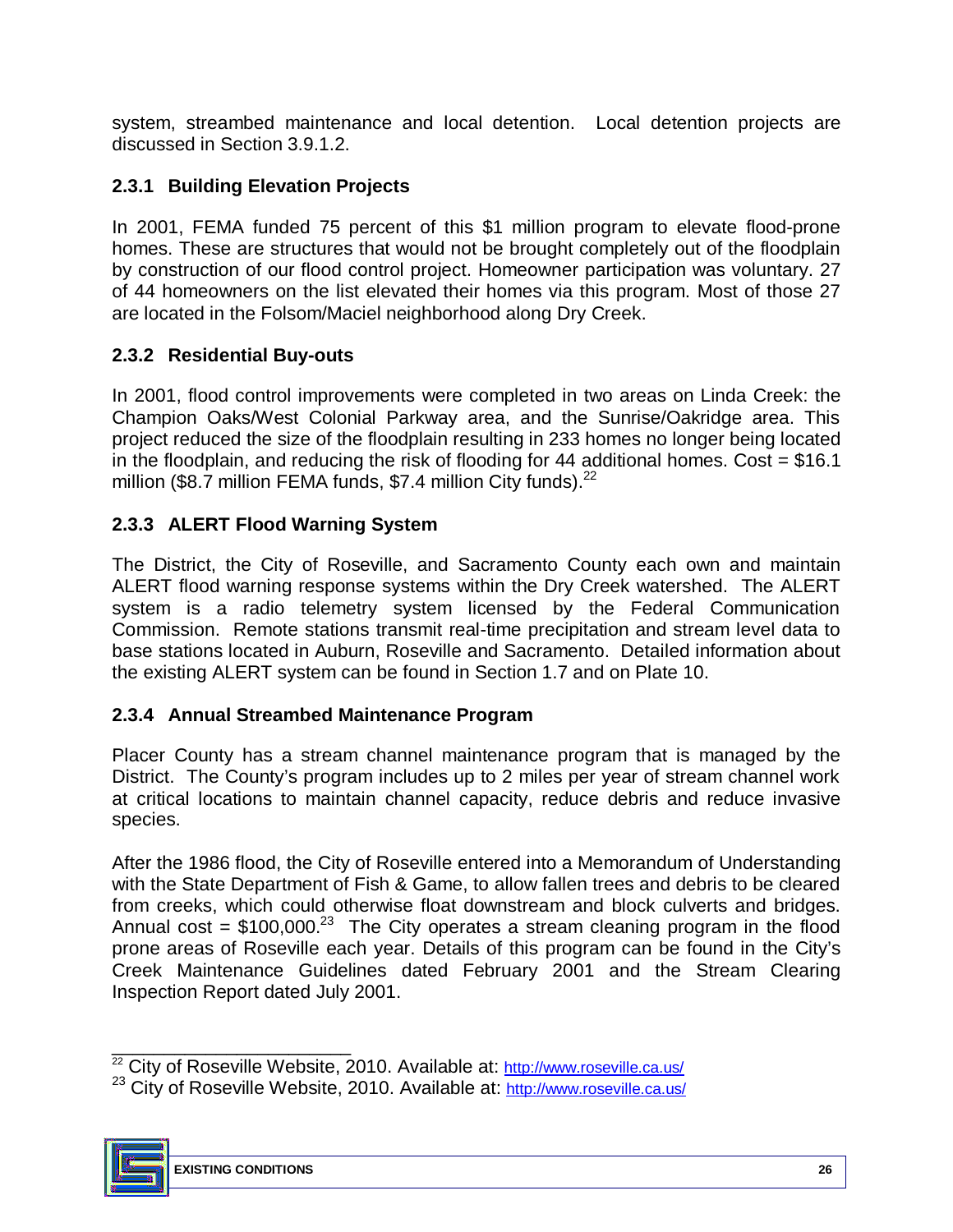system, streambed maintenance and local detention. Local detention projects are discussed in Section 3.9.1.2.

### 2.3.1 Building Elevation Projects

In 2001, FEMA funded 75 percent of this $1 million program to elevate flood-prone homes. These are structures that would not be brought completely out of the floodplain by construction of our flood control project. Homeowner participation was voluntary. 27 of 44 homeowners on the list elevated their homes via this program. Most of those 27 are located in the Folsom/Maciel neighborhood along Dry Creek.

### 2.3.2 Residential Buy-outs

In 2001, flood control improvements were completed in two areas on Linda Creek: the Champion Oaks/West Colonial Parkway area, and the Sunrise/Oakridge area. This project reduced the size of the floodplain resulting in 233 homes no longer being located in the floodplain, and reducing the risk of flooding for 44 additional homes. Cost = $16.1 million ($8.7 million FEMA funds, $7.4 million City funds).[22]

### 2.3.3 ALERT Flood Warning System

The District, the City of Roseville, and Sacramento County each own and maintain ALERT flood warning response systems within the Dry Creek watershed. The ALERT system is a radio telemetry system licensed by the Federal Communication Commission. Remote stations transmit real-time precipitation and stream level data to base stations located in Auburn, Roseville and Sacramento. Detailed information about the existing ALERT system can be found in Section 1.7 and on Plate 10.

### 2.3.4 Annual Streambed Maintenance Program

Placer County has a stream channel maintenance program that is managed by the District. The County's program includes up to 2 miles per year of stream channel work at critical locations to maintain channel capacity, reduce debris and reduce invasive species.

After the 1986 flood, the City of Roseville entered into a Memorandum of Understanding with the State Department of Fish & Game, to allow fallen trees and debris to be cleared from creeks, which could otherwise float downstream and block culverts and bridges. Annual cost = $100,000.[23] The City operates a stream cleaning program in the flood prone areas of Roseville each year. Details of this program can be found in the City's Creek Maintenance Guidelines dated February 2001 and the Stream Clearing Inspection Report dated July 2001.

---

[22] City of Roseville Website, 2010. Available at: http://www.roseville.ca.us/

[23] City of Roseville Website, 2010. Available at: http://www.roseville.ca.us/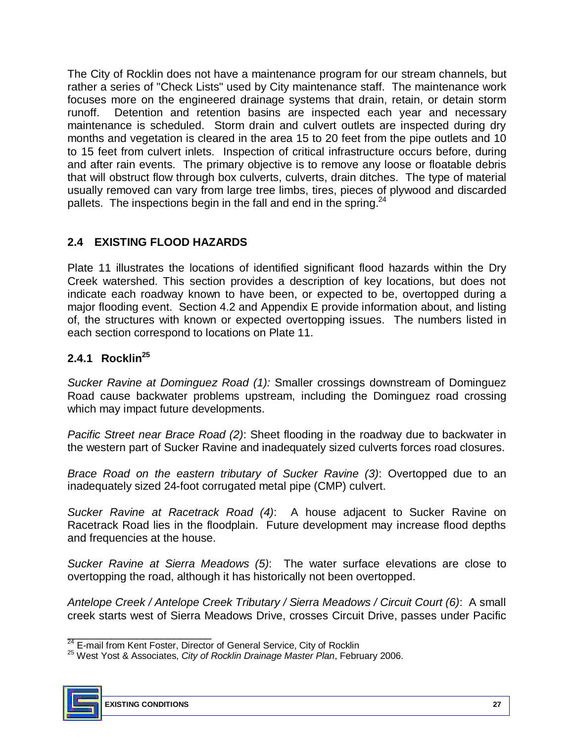The City of Rocklin does not have a maintenance program for our stream channels, but rather a series of "Check Lists" used by City maintenance staff. The maintenance work focuses more on the engineered drainage systems that drain, retain, or detain storm runoff. Detention and retention basins are inspected each year and necessary maintenance is scheduled. Storm drain and culvert outlets are inspected during dry months and vegetation is cleared in the area 15 to 20 feet from the pipe outlets and 10 to 15 feet from culvert inlets. Inspection of critical infrastructure occurs before, during and after rain events. The primary objective is to remove any loose or floatable debris that will obstruct flow through box culverts, culverts, drain ditches. The type of material usually removed can vary from large tree limbs, tires, pieces of plywood and discarded pallets. The inspections begin in the fall and end in the spring.[24]

## 2.4 EXISTING FLOOD HAZARDS

Plate 11 illustrates the locations of identified significant flood hazards within the Dry Creek watershed. This section provides a description of key locations, but does not indicate each roadway known to have been, or expected to be, overtopped during a major flooding event. Section 4.2 and Appendix E provide information about, and listing of, the structures with known or expected overtopping issues. The numbers listed in each section correspond to locations on Plate 11.

### 2.4.1 Rocklin[25]

*Sucker Ravine at Dominguez Road (1):* Smaller crossings downstream of Dominguez Road cause backwater problems upstream, including the Dominguez road crossing which may impact future developments.

*Pacific Street near Brace Road (2)*: Sheet flooding in the roadway due to backwater in the western part of Sucker Ravine and inadequately sized culverts forces road closures.

*Brace Road on the eastern tributary of Sucker Ravine (3)*: Overtopped due to an inadequately sized 24-foot corrugated metal pipe (CMP) culvert.

*Sucker Ravine at Racetrack Road (4)*: A house adjacent to Sucker Ravine on Racetrack Road lies in the floodplain. Future development may increase flood depths and frequencies at the house.

*Sucker Ravine at Sierra Meadows (5)*: The water surface elevations are close to overtopping the road, although it has historically not been overtopped.

*Antelope Creek / Antelope Creek Tributary / Sierra Meadows / Circuit Court (6)*: A small creek starts west of Sierra Meadows Drive, crosses Circuit Drive, passes under Pacific

---

[24] E-mail from Kent Foster, Director of General Service, City of Rocklin

[25] West Yost & Associates, *City of Rocklin Drainage Master Plan*, February 2006.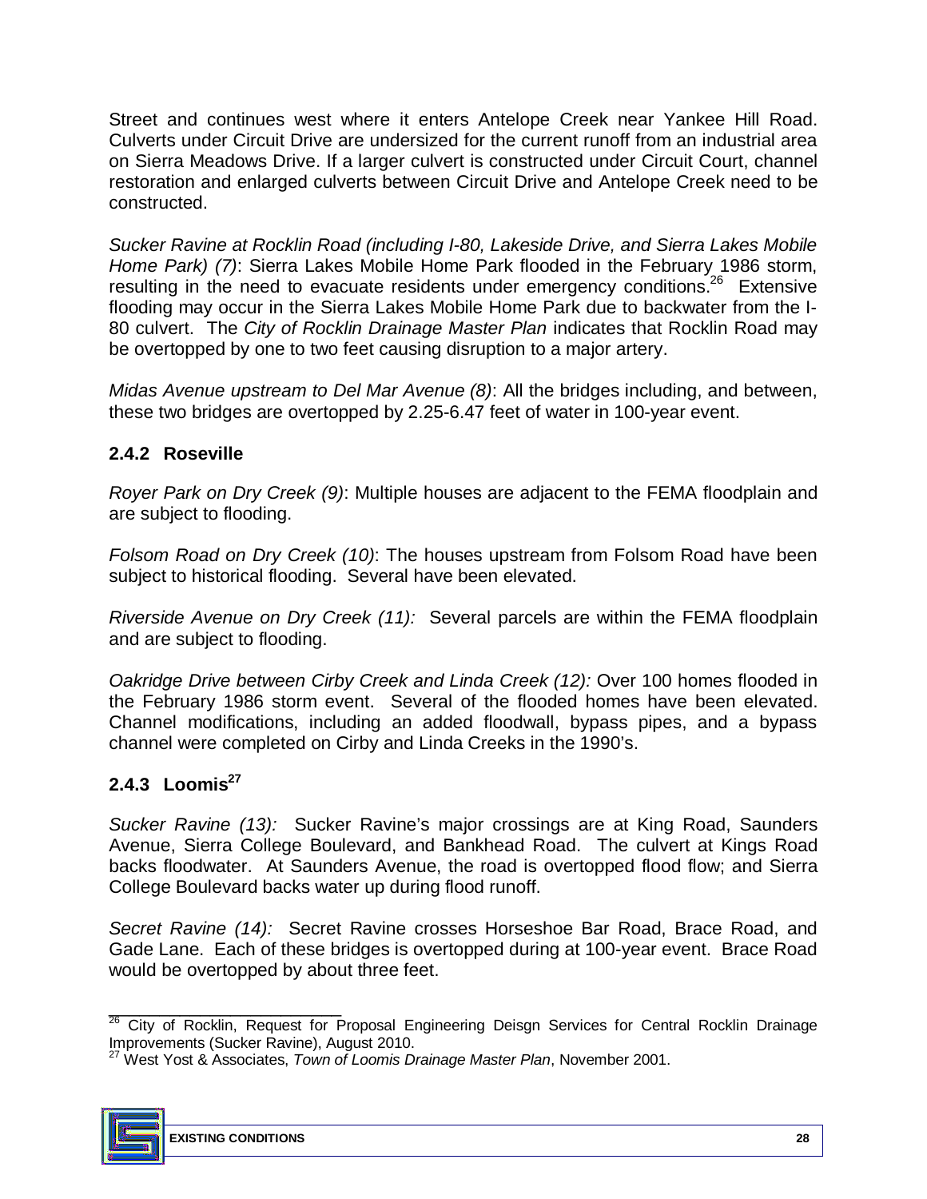Street and continues west where it enters Antelope Creek near Yankee Hill Road. Culverts under Circuit Drive are undersized for the current runoff from an industrial area on Sierra Meadows Drive. If a larger culvert is constructed under Circuit Court, channel restoration and enlarged culverts between Circuit Drive and Antelope Creek need to be constructed.

*Sucker Ravine at Rocklin Road (including I-80, Lakeside Drive, and Sierra Lakes Mobile Home Park) (7)*: Sierra Lakes Mobile Home Park flooded in the February 1986 storm, resulting in the need to evacuate residents under emergency conditions.[26] Extensive flooding may occur in the Sierra Lakes Mobile Home Park due to backwater from the I-80 culvert. The *City of Rocklin Drainage Master Plan* indicates that Rocklin Road may be overtopped by one to two feet causing disruption to a major artery.

*Midas Avenue upstream to Del Mar Avenue (8)*: All the bridges including, and between, these two bridges are overtopped by 2.25-6.47 feet of water in 100-year event.

### 2.4.2 Roseville

*Royer Park on Dry Creek (9)*: Multiple houses are adjacent to the FEMA floodplain and are subject to flooding.

*Folsom Road on Dry Creek (10)*: The houses upstream from Folsom Road have been subject to historical flooding. Several have been elevated.

*Riverside Avenue on Dry Creek (11):* Several parcels are within the FEMA floodplain and are subject to flooding.

*Oakridge Drive between Cirby Creek and Linda Creek (12):* Over 100 homes flooded in the February 1986 storm event. Several of the flooded homes have been elevated. Channel modifications, including an added floodwall, bypass pipes, and a bypass channel were completed on Cirby and Linda Creeks in the 1990's.

### 2.4.3 Loomis[27]

*Sucker Ravine (13):* Sucker Ravine's major crossings are at King Road, Saunders Avenue, Sierra College Boulevard, and Bankhead Road. The culvert at Kings Road backs floodwater. At Saunders Avenue, the road is overtopped flood flow; and Sierra College Boulevard backs water up during flood runoff.

*Secret Ravine (14):* Secret Ravine crosses Horseshoe Bar Road, Brace Road, and Gade Lane. Each of these bridges is overtopped during at 100-year event. Brace Road would be overtopped by about three feet.

---

[26] City of Rocklin, Request for Proposal Engineering Deisgn Services for Central Rocklin Drainage Improvements (Sucker Ravine), August 2010.

[27] West Yost & Associates, *Town of Loomis Drainage Master Plan*, November 2001.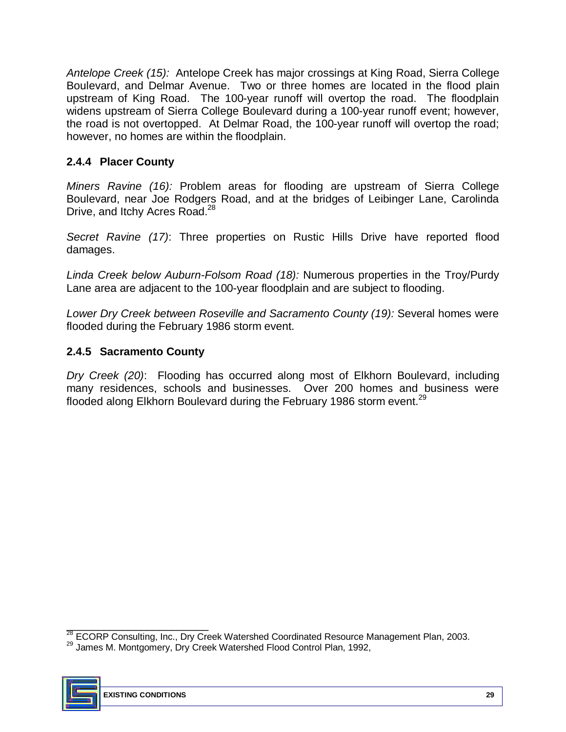*Antelope Creek (15):* Antelope Creek has major crossings at King Road, Sierra College Boulevard, and Delmar Avenue. Two or three homes are located in the flood plain upstream of King Road. The 100-year runoff will overtop the road. The floodplain widens upstream of Sierra College Boulevard during a 100-year runoff event; however, the road is not overtopped. At Delmar Road, the 100-year runoff will overtop the road; however, no homes are within the floodplain.

### 2.4.4 Placer County

*Miners Ravine (16):* Problem areas for flooding are upstream of Sierra College Boulevard, near Joe Rodgers Road, and at the bridges of Leibinger Lane, Carolinda Drive, and Itchy Acres Road.[28]

*Secret Ravine (17)*: Three properties on Rustic Hills Drive have reported flood damages.

*Linda Creek below Auburn-Folsom Road (18):* Numerous properties in the Troy/Purdy Lane area are adjacent to the 100-year floodplain and are subject to flooding.

*Lower Dry Creek between Roseville and Sacramento County (19):* Several homes were flooded during the February 1986 storm event.

### 2.4.5 Sacramento County

*Dry Creek (20)*: Flooding has occurred along most of Elkhorn Boulevard, including many residences, schools and businesses. Over 200 homes and business were flooded along Elkhorn Boulevard during the February 1986 storm event.[29]

---

[28] ECORP Consulting, Inc., Dry Creek Watershed Coordinated Resource Management Plan, 2003.

[29] James M. Montgomery, Dry Creek Watershed Flood Control Plan, 1992,